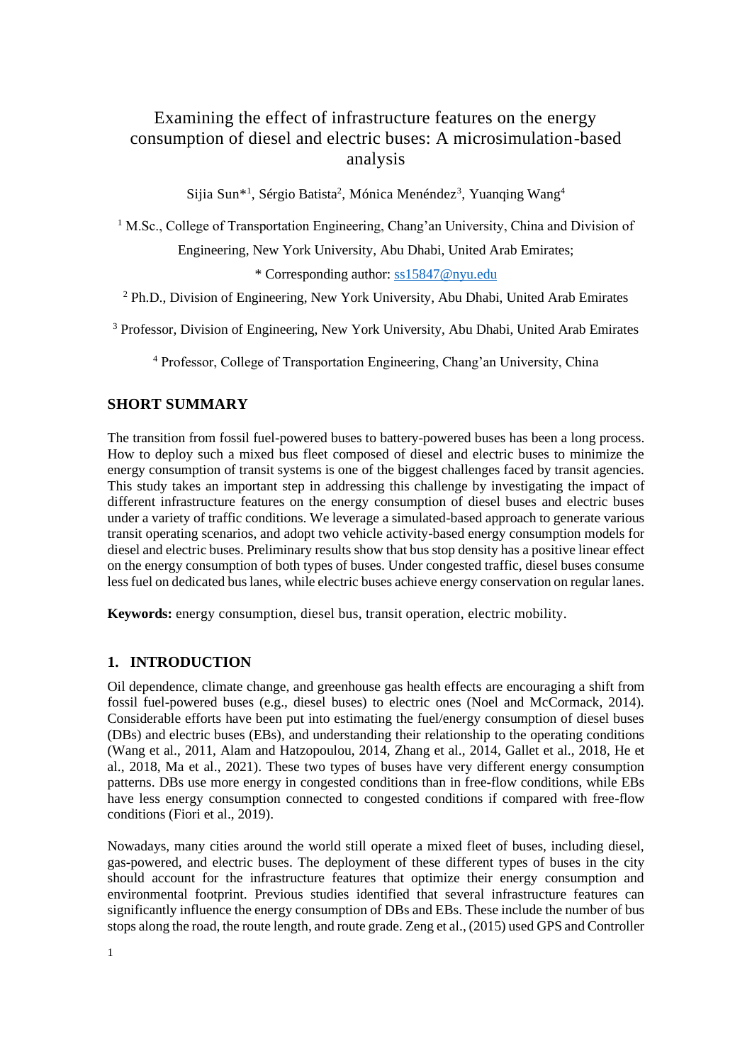# Examining the effect of infrastructure features on the energy consumption of diesel and electric buses: A microsimulation-based analysis

Sijia Sun*[1], Sérgio Batista[2], Mónica Menéndez[3], Yuanqing Wang[4]

[1] M.Sc., College of Transportation Engineering, Chang'an University, China and Division of Engineering, New York University, Abu Dhabi, United Arab Emirates;

* Corresponding author: ss15847@nyu.edu

[2] Ph.D., Division of Engineering, New York University, Abu Dhabi, United Arab Emirates

[3] Professor, Division of Engineering, New York University, Abu Dhabi, United Arab Emirates

[4] Professor, College of Transportation Engineering, Chang'an University, China

## SHORT SUMMARY

The transition from fossil fuel-powered buses to battery-powered buses has been a long process. How to deploy such a mixed bus fleet composed of diesel and electric buses to minimize the energy consumption of transit systems is one of the biggest challenges faced by transit agencies. This study takes an important step in addressing this challenge by investigating the impact of different infrastructure features on the energy consumption of diesel buses and electric buses under a variety of traffic conditions. We leverage a simulated-based approach to generate various transit operating scenarios, and adopt two vehicle activity-based energy consumption models for diesel and electric buses. Preliminary results show that bus stop density has a positive linear effect on the energy consumption of both types of buses. Under congested traffic, diesel buses consume less fuel on dedicated bus lanes, while electric buses achieve energy conservation on regular lanes.

**Keywords:** energy consumption, diesel bus, transit operation, electric mobility.

## 1. INTRODUCTION

Oil dependence, climate change, and greenhouse gas health effects are encouraging a shift from fossil fuel-powered buses (e.g., diesel buses) to electric ones (Noel and McCormack, 2014). Considerable efforts have been put into estimating the fuel/energy consumption of diesel buses (DBs) and electric buses (EBs), and understanding their relationship to the operating conditions (Wang et al., 2011, Alam and Hatzopoulou, 2014, Zhang et al., 2014, Gallet et al., 2018, He et al., 2018, Ma et al., 2021). These two types of buses have very different energy consumption patterns. DBs use more energy in congested conditions than in free-flow conditions, while EBs have less energy consumption connected to congested conditions if compared with free-flow conditions (Fiori et al., 2019).

Nowadays, many cities around the world still operate a mixed fleet of buses, including diesel, gas-powered, and electric buses. The deployment of these different types of buses in the city should account for the infrastructure features that optimize their energy consumption and environmental footprint. Previous studies identified that several infrastructure features can significantly influence the energy consumption of DBs and EBs. These include the number of bus stops along the road, the route length, and route grade. Zeng et al., (2015) used GPS and Controller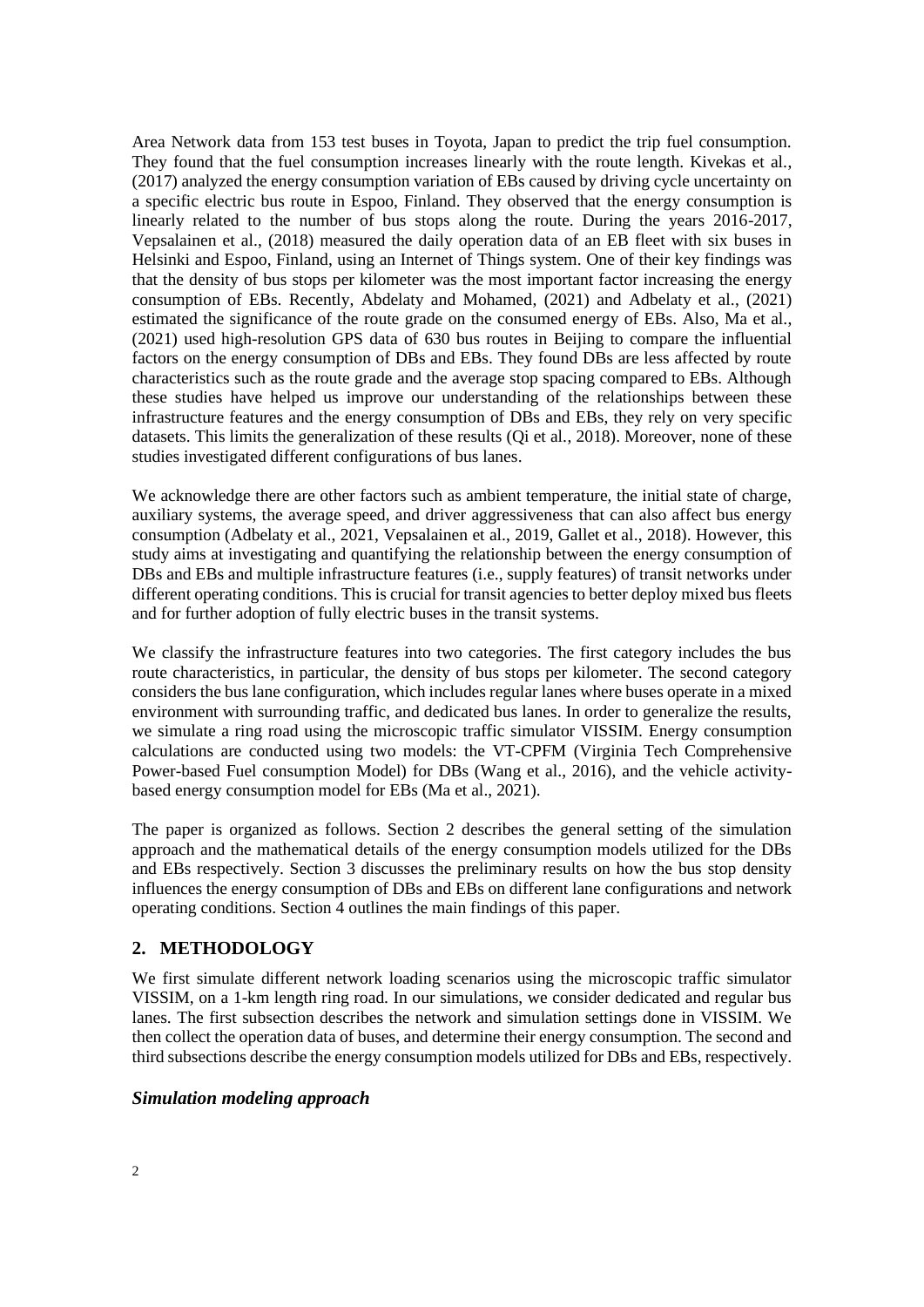Area Network data from 153 test buses in Toyota, Japan to predict the trip fuel consumption. They found that the fuel consumption increases linearly with the route length. Kivekas et al., (2017) analyzed the energy consumption variation of EBs caused by driving cycle uncertainty on a specific electric bus route in Espoo, Finland. They observed that the energy consumption is linearly related to the number of bus stops along the route. During the years 2016-2017, Vepsalainen et al., (2018) measured the daily operation data of an EB fleet with six buses in Helsinki and Espoo, Finland, using an Internet of Things system. One of their key findings was that the density of bus stops per kilometer was the most important factor increasing the energy consumption of EBs. Recently, Abdelaty and Mohamed, (2021) and Adbelaty et al., (2021) estimated the significance of the route grade on the consumed energy of EBs. Also, Ma et al., (2021) used high-resolution GPS data of 630 bus routes in Beijing to compare the influential factors on the energy consumption of DBs and EBs. They found DBs are less affected by route characteristics such as the route grade and the average stop spacing compared to EBs. Although these studies have helped us improve our understanding of the relationships between these infrastructure features and the energy consumption of DBs and EBs, they rely on very specific datasets. This limits the generalization of these results (Qi et al., 2018). Moreover, none of these studies investigated different configurations of bus lanes.

We acknowledge there are other factors such as ambient temperature, the initial state of charge, auxiliary systems, the average speed, and driver aggressiveness that can also affect bus energy consumption (Adbelaty et al., 2021, Vepsalainen et al., 2019, Gallet et al., 2018). However, this study aims at investigating and quantifying the relationship between the energy consumption of DBs and EBs and multiple infrastructure features (i.e., supply features) of transit networks under different operating conditions. This is crucial for transit agencies to better deploy mixed bus fleets and for further adoption of fully electric buses in the transit systems.

We classify the infrastructure features into two categories. The first category includes the bus route characteristics, in particular, the density of bus stops per kilometer. The second category considers the bus lane configuration, which includes regular lanes where buses operate in a mixed environment with surrounding traffic, and dedicated bus lanes. In order to generalize the results, we simulate a ring road using the microscopic traffic simulator VISSIM. Energy consumption calculations are conducted using two models: the VT-CPFM (Virginia Tech Comprehensive Power-based Fuel consumption Model) for DBs (Wang et al., 2016), and the vehicle activity-based energy consumption model for EBs (Ma et al., 2021).

The paper is organized as follows. Section 2 describes the general setting of the simulation approach and the mathematical details of the energy consumption models utilized for the DBs and EBs respectively. Section 3 discusses the preliminary results on how the bus stop density influences the energy consumption of DBs and EBs on different lane configurations and network operating conditions. Section 4 outlines the main findings of this paper.

## 2. METHODOLOGY

We first simulate different network loading scenarios using the microscopic traffic simulator VISSIM, on a 1-km length ring road. In our simulations, we consider dedicated and regular bus lanes. The first subsection describes the network and simulation settings done in VISSIM. We then collect the operation data of buses, and determine their energy consumption. The second and third subsections describe the energy consumption models utilized for DBs and EBs, respectively.

### *Simulation modeling approach*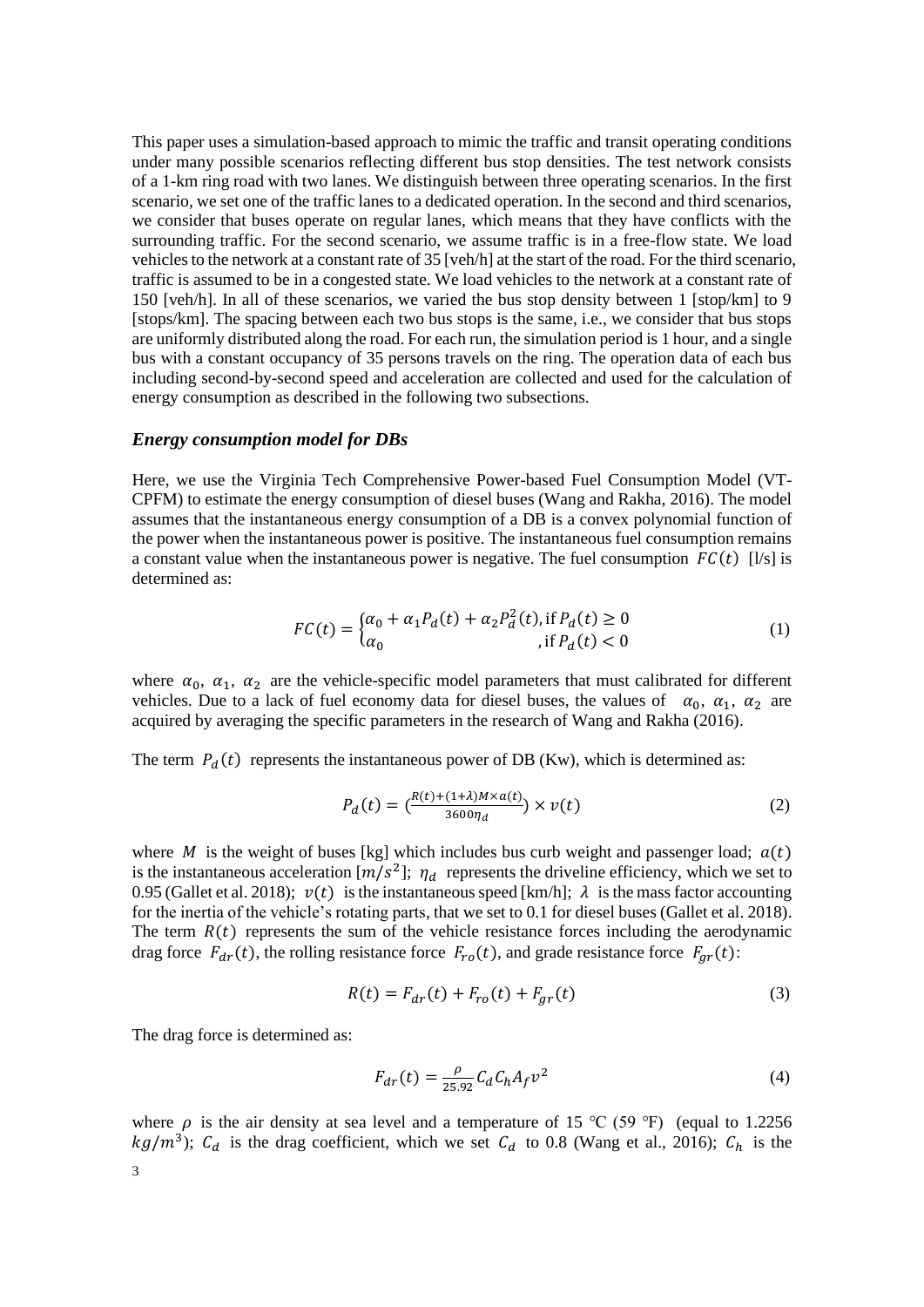This paper uses a simulation-based approach to mimic the traffic and transit operating conditions under many possible scenarios reflecting different bus stop densities. The test network consists of a 1-km ring road with two lanes. We distinguish between three operating scenarios. In the first scenario, we set one of the traffic lanes to a dedicated operation. In the second and third scenarios, we consider that buses operate on regular lanes, which means that they have conflicts with the surrounding traffic. For the second scenario, we assume traffic is in a free-flow state. We load vehicles to the network at a constant rate of 35 [veh/h] at the start of the road. For the third scenario, traffic is assumed to be in a congested state. We load vehicles to the network at a constant rate of 150 [veh/h]. In all of these scenarios, we varied the bus stop density between 1 [stop/km] to 9 [stops/km]. The spacing between each two bus stops is the same, i.e., we consider that bus stops are uniformly distributed along the road. For each run, the simulation period is 1 hour, and a single bus with a constant occupancy of 35 persons travels on the ring. The operation data of each bus including second-by-second speed and acceleration are collected and used for the calculation of energy consumption as described in the following two subsections.

### *Energy consumption model for DBs*

Here, we use the Virginia Tech Comprehensive Power-based Fuel Consumption Model (VT-CPFM) to estimate the energy consumption of diesel buses (Wang and Rakha, 2016). The model assumes that the instantaneous energy consumption of a DB is a convex polynomial function of the power when the instantaneous power is positive. The instantaneous fuel consumption remains a constant value when the instantaneous power is negative. The fuel consumption $FC(t)$ [l/s] is determined as:

$$FC(t) = \begin{cases} \alpha_0 + \alpha_1 P_d(t) + \alpha_2 P_d^2(t), & \text{if } P_d(t) \geq 0 \\ \alpha_0 & , \text{if } P_d(t) < 0 \end{cases} \tag{1}$$

where $\alpha_0$, $\alpha_1$, $\alpha_2$ are the vehicle-specific model parameters that must calibrated for different vehicles. Due to a lack of fuel economy data for diesel buses, the values of $\alpha_0$, $\alpha_1$, $\alpha_2$ are acquired by averaging the specific parameters in the research of Wang and Rakha (2016).

The term $P_d(t)$ represents the instantaneous power of DB (Kw), which is determined as:

$$P_d(t) = \left(\frac{R(t) + (1+\lambda)M \times a(t)}{3600\eta_d}\right) \times v(t) \tag{2}$$

where $M$ is the weight of buses [kg] which includes bus curb weight and passenger load; $a(t)$ is the instantaneous acceleration $[m/s^2]$; $\eta_d$ represents the driveline efficiency, which we set to 0.95 (Gallet et al. 2018); $v(t)$ is the instantaneous speed [km/h]; $\lambda$ is the mass factor accounting for the inertia of the vehicle's rotating parts, that we set to 0.1 for diesel buses (Gallet et al. 2018). The term $R(t)$ represents the sum of the vehicle resistance forces including the aerodynamic drag force $F_{dr}(t)$, the rolling resistance force $F_{ro}(t)$, and grade resistance force $F_{gr}(t)$:

$$R(t) = F_{dr}(t) + F_{ro}(t) + F_{gr}(t) \tag{3}$$

The drag force is determined as:

$$F_{dr}(t) = \frac{\rho}{25.92} C_d C_h A_f v^2 \tag{4}$$

where $\rho$ is the air density at sea level and a temperature of 15 ℃ (59 ℉) (equal to 1.2256 $kg/m^3$); $C_d$ is the drag coefficient, which we set $C_d$ to 0.8 (Wang et al., 2016); $C_h$ is the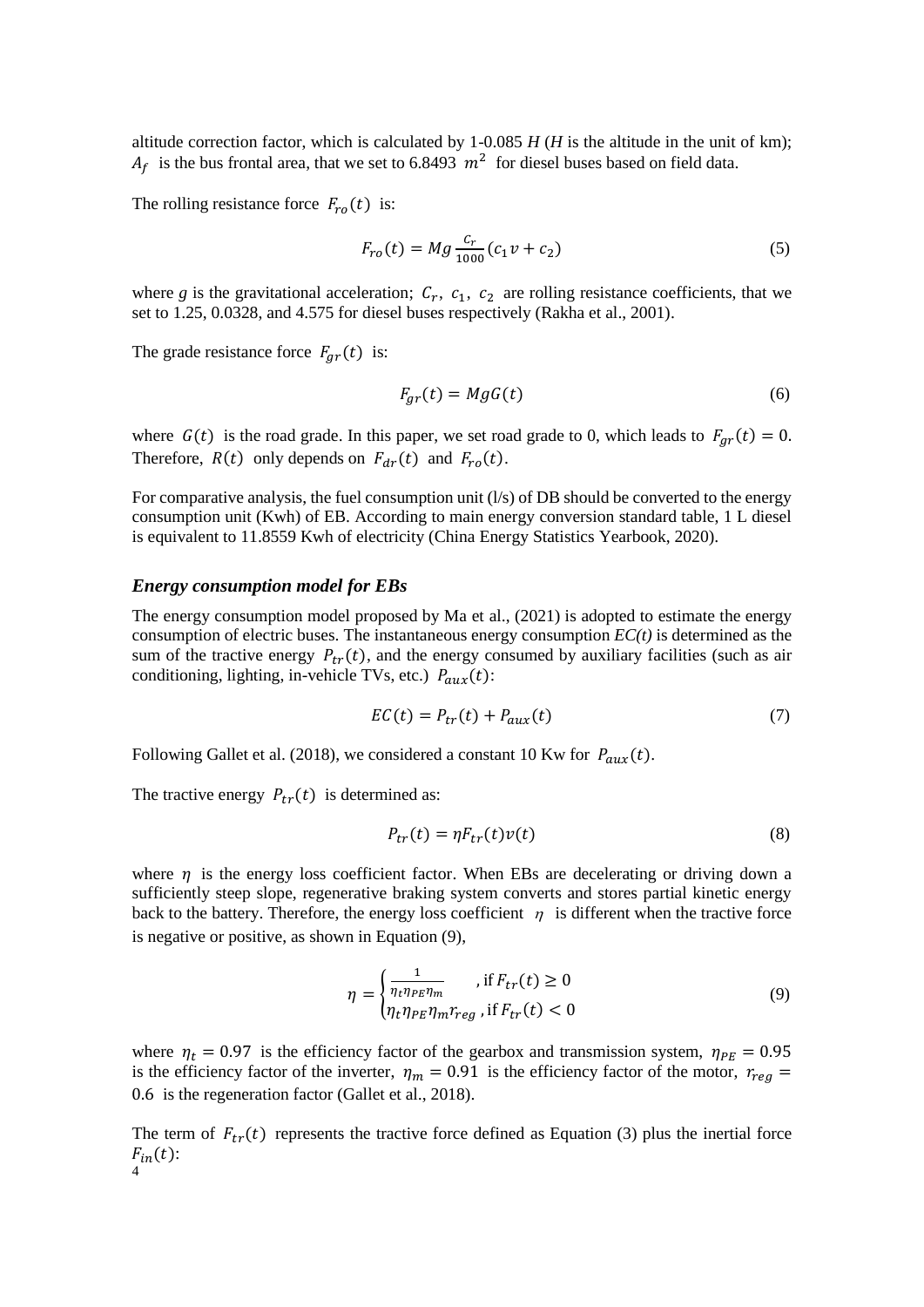altitude correction factor, which is calculated by 1-0.085 $H$ ($H$ is the altitude in the unit of km); $A_f$ is the bus frontal area, that we set to 6.8493 $m^2$ for diesel buses based on field data.

The rolling resistance force $F_{ro}(t)$ is:

$$F_{ro}(t) = Mg\frac{C_r}{1000}(c_1 v + c_2) \tag{5}$$

where $g$ is the gravitational acceleration; $C_r$, $c_1$, $c_2$ are rolling resistance coefficients, that we set to 1.25, 0.0328, and 4.575 for diesel buses respectively (Rakha et al., 2001).

The grade resistance force $F_{gr}(t)$ is:

$$F_{gr}(t) = MgG(t) \tag{6}$$

where $G(t)$ is the road grade. In this paper, we set road grade to 0, which leads to $F_{gr}(t) = 0$. Therefore, $R(t)$ only depends on $F_{dr}(t)$ and $F_{ro}(t)$.

For comparative analysis, the fuel consumption unit (l/s) of DB should be converted to the energy consumption unit (Kwh) of EB. According to main energy conversion standard table, 1 L diesel is equivalent to 11.8559 Kwh of electricity (China Energy Statistics Yearbook, 2020).

### *Energy consumption model for EBs*

The energy consumption model proposed by Ma et al., (2021) is adopted to estimate the energy consumption of electric buses. The instantaneous energy consumption $EC(t)$ is determined as the sum of the tractive energy $P_{tr}(t)$, and the energy consumed by auxiliary facilities (such as air conditioning, lighting, in-vehicle TVs, etc.) $P_{aux}(t)$:

$$EC(t) = P_{tr}(t) + P_{aux}(t) \tag{7}$$

Following Gallet et al. (2018), we considered a constant 10 Kw for $P_{aux}(t)$.

The tractive energy $P_{tr}(t)$ is determined as:

$$P_{tr}(t) = \eta F_{tr}(t)v(t) \tag{8}$$

where $\eta$ is the energy loss coefficient factor. When EBs are decelerating or driving down a sufficiently steep slope, regenerative braking system converts and stores partial kinetic energy back to the battery. Therefore, the energy loss coefficient $\eta$ is different when the tractive force is negative or positive, as shown in Equation (9),

$$\eta = \begin{cases} \frac{1}{\eta_t \eta_{PE} \eta_m} & \text{, if } F_{tr}(t) \geq 0 \\ \eta_t \eta_{PE} \eta_m r_{reg} & \text{, if } F_{tr}(t) < 0 \end{cases} \tag{9}$$

where $\eta_t = 0.97$ is the efficiency factor of the gearbox and transmission system, $\eta_{PE} = 0.95$ is the efficiency factor of the inverter, $\eta_m = 0.91$ is the efficiency factor of the motor, $r_{reg} = 0.6$ is the regeneration factor (Gallet et al., 2018).

The term of $F_{tr}(t)$ represents the tractive force defined as Equation (3) plus the inertial force $F_{in}(t)$: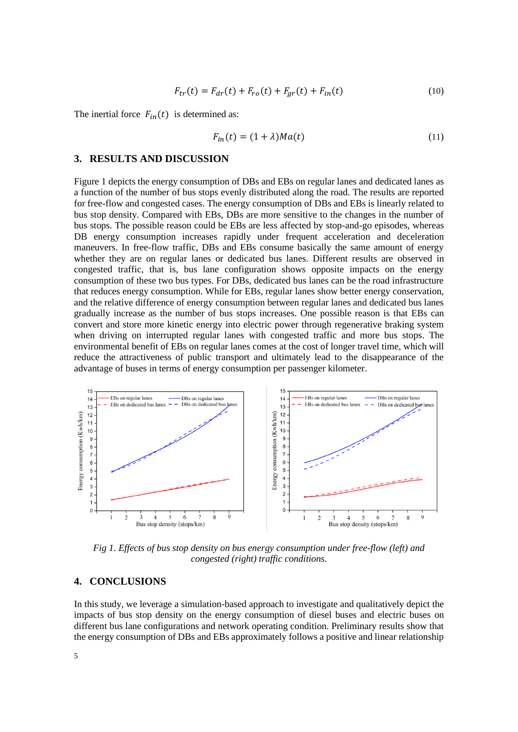$$F_{tr}(t) = F_{dr}(t) + F_{ro}(t) + F_{gr}(t) + F_{in}(t) \tag{10}$$

The inertial force $F_{in}(t)$ is determined as:

$$F_{in}(t) = (1 + \lambda)Ma(t) \tag{11}$$

## 3. RESULTS AND DISCUSSION

Figure 1 depicts the energy consumption of DBs and EBs on regular lanes and dedicated lanes as a function of the number of bus stops evenly distributed along the road. The results are reported for free-flow and congested cases. The energy consumption of DBs and EBs is linearly related to bus stop density. Compared with EBs, DBs are more sensitive to the changes in the number of bus stops. The possible reason could be EBs are less affected by stop-and-go episodes, whereas DB energy consumption increases rapidly under frequent acceleration and deceleration maneuvers. In free-flow traffic, DBs and EBs consume basically the same amount of energy whether they are on regular lanes or dedicated bus lanes. Different results are observed in congested traffic, that is, bus lane configuration shows opposite impacts on the energy consumption of these two bus types. For DBs, dedicated bus lanes can be the road infrastructure that reduces energy consumption. While for EBs, regular lanes show better energy conservation, and the relative difference of energy consumption between regular lanes and dedicated bus lanes gradually increase as the number of bus stops increases. One possible reason is that EBs can convert and store more kinetic energy into electric power through regenerative braking system when driving on interrupted regular lanes with congested traffic and more bus stops. The environmental benefit of EBs on regular lanes comes at the cost of longer travel time, which will reduce the attractiveness of public transport and ultimately lead to the disappearance of the advantage of buses in terms of energy consumption per passenger kilometer.

*Fig 1. Effects of bus stop density on bus energy consumption under free-flow (left) and congested (right) traffic conditions.*

## 4. CONCLUSIONS

In this study, we leverage a simulation-based approach to investigate and qualitatively depict the impacts of bus stop density on the energy consumption of diesel buses and electric buses on different bus lane configurations and network operating condition. Preliminary results show that the energy consumption of DBs and EBs approximately follows a positive and linear relationship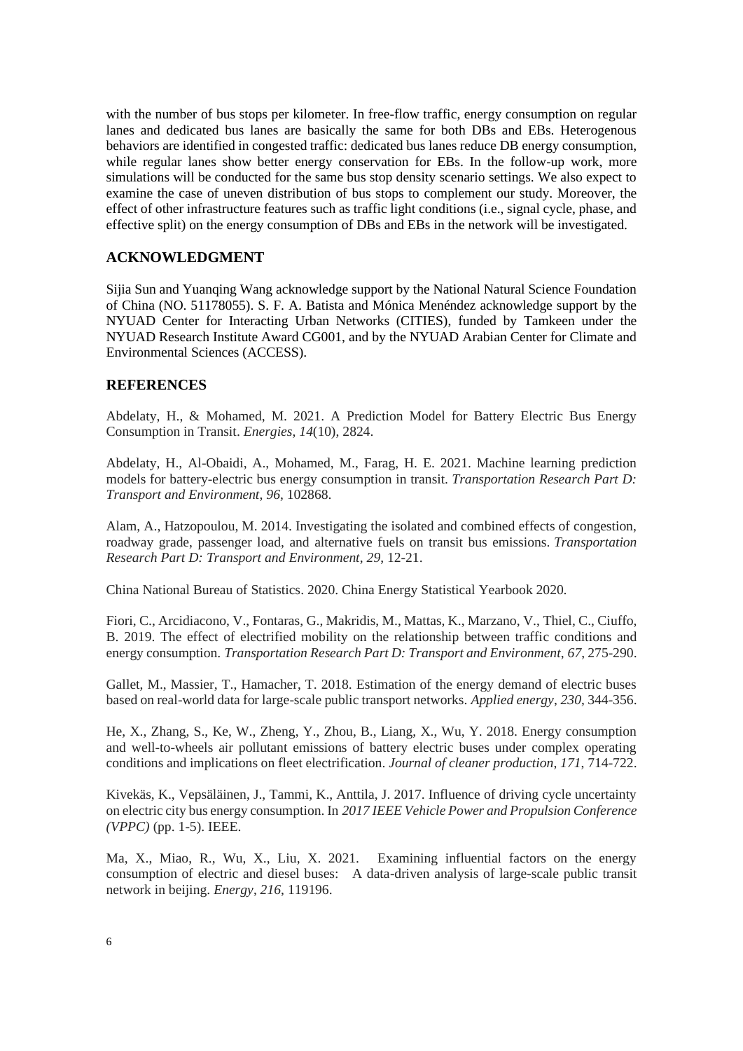with the number of bus stops per kilometer. In free-flow traffic, energy consumption on regular lanes and dedicated bus lanes are basically the same for both DBs and EBs. Heterogenous behaviors are identified in congested traffic: dedicated bus lanes reduce DB energy consumption, while regular lanes show better energy conservation for EBs. In the follow-up work, more simulations will be conducted for the same bus stop density scenario settings. We also expect to examine the case of uneven distribution of bus stops to complement our study. Moreover, the effect of other infrastructure features such as traffic light conditions (i.e., signal cycle, phase, and effective split) on the energy consumption of DBs and EBs in the network will be investigated.

## ACKNOWLEDGMENT

Sijia Sun and Yuanqing Wang acknowledge support by the National Natural Science Foundation of China (NO. 51178055). S. F. A. Batista and Mónica Menéndez acknowledge support by the NYUAD Center for Interacting Urban Networks (CITIES), funded by Tamkeen under the NYUAD Research Institute Award CG001, and by the NYUAD Arabian Center for Climate and Environmental Sciences (ACCESS).

## REFERENCES

Abdelaty, H., & Mohamed, M. 2021. A Prediction Model for Battery Electric Bus Energy Consumption in Transit. *Energies*, *14*(10), 2824.

Abdelaty, H., Al-Obaidi, A., Mohamed, M., Farag, H. E. 2021. Machine learning prediction models for battery-electric bus energy consumption in transit. *Transportation Research Part D: Transport and Environment*, *96*, 102868.

Alam, A., Hatzopoulou, M. 2014. Investigating the isolated and combined effects of congestion, roadway grade, passenger load, and alternative fuels on transit bus emissions. *Transportation Research Part D: Transport and Environment*, *29*, 12-21.

China National Bureau of Statistics. 2020. China Energy Statistical Yearbook 2020.

Fiori, C., Arcidiacono, V., Fontaras, G., Makridis, M., Mattas, K., Marzano, V., Thiel, C., Ciuffo, B. 2019. The effect of electrified mobility on the relationship between traffic conditions and energy consumption. *Transportation Research Part D: Transport and Environment*, *67*, 275-290.

Gallet, M., Massier, T., Hamacher, T. 2018. Estimation of the energy demand of electric buses based on real-world data for large-scale public transport networks. *Applied energy*, *230*, 344-356.

He, X., Zhang, S., Ke, W., Zheng, Y., Zhou, B., Liang, X., Wu, Y. 2018. Energy consumption and well-to-wheels air pollutant emissions of battery electric buses under complex operating conditions and implications on fleet electrification. *Journal of cleaner production*, *171*, 714-722.

Kivekäs, K., Vepsäläinen, J., Tammi, K., Anttila, J. 2017. Influence of driving cycle uncertainty on electric city bus energy consumption. In *2017 IEEE Vehicle Power and Propulsion Conference (VPPC)* (pp. 1-5). IEEE.

Ma, X., Miao, R., Wu, X., Liu, X. 2021. Examining influential factors on the energy consumption of electric and diesel buses: A data-driven analysis of large-scale public transit network in beijing. *Energy*, *216*, 119196.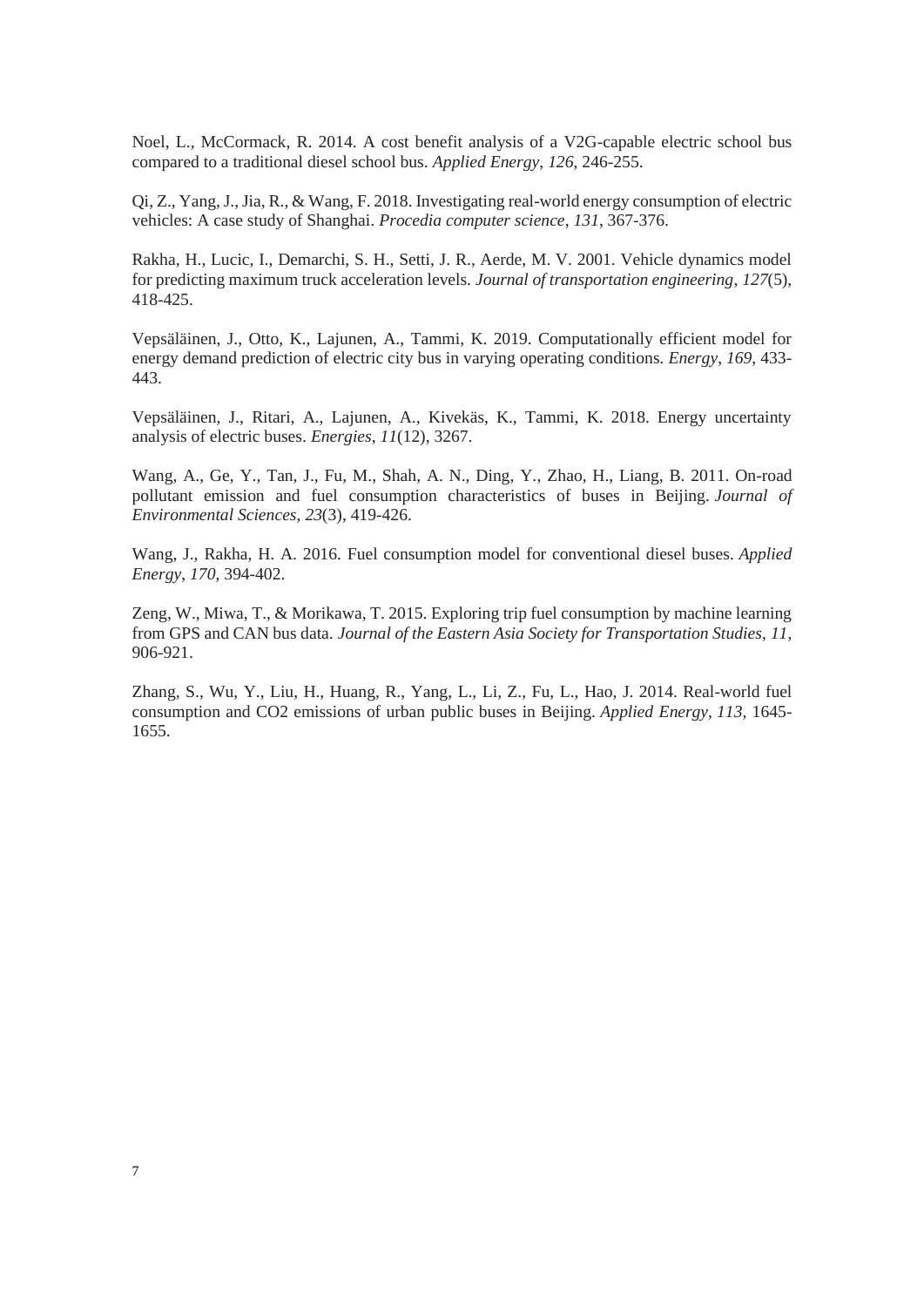Noel, L., McCormack, R. 2014. A cost benefit analysis of a V2G-capable electric school bus compared to a traditional diesel school bus. *Applied Energy*, *126*, 246-255.

Qi, Z., Yang, J., Jia, R., & Wang, F. 2018. Investigating real-world energy consumption of electric vehicles: A case study of Shanghai. *Procedia computer science*, *131*, 367-376.

Rakha, H., Lucic, I., Demarchi, S. H., Setti, J. R., Aerde, M. V. 2001. Vehicle dynamics model for predicting maximum truck acceleration levels. *Journal of transportation engineering*, *127*(5), 418-425.

Vepsäläinen, J., Otto, K., Lajunen, A., Tammi, K. 2019. Computationally efficient model for energy demand prediction of electric city bus in varying operating conditions. *Energy*, *169*, 433-443.

Vepsäläinen, J., Ritari, A., Lajunen, A., Kivekäs, K., Tammi, K. 2018. Energy uncertainty analysis of electric buses. *Energies*, *11*(12), 3267.

Wang, A., Ge, Y., Tan, J., Fu, M., Shah, A. N., Ding, Y., Zhao, H., Liang, B. 2011. On-road pollutant emission and fuel consumption characteristics of buses in Beijing. *Journal of Environmental Sciences*, *23*(3), 419-426.

Wang, J., Rakha, H. A. 2016. Fuel consumption model for conventional diesel buses. *Applied Energy*, *170*, 394-402.

Zeng, W., Miwa, T., & Morikawa, T. 2015. Exploring trip fuel consumption by machine learning from GPS and CAN bus data. *Journal of the Eastern Asia Society for Transportation Studies*, *11*, 906-921.

Zhang, S., Wu, Y., Liu, H., Huang, R., Yang, L., Li, Z., Fu, L., Hao, J. 2014. Real-world fuel consumption and CO2 emissions of urban public buses in Beijing. *Applied Energy*, *113*, 1645-1655.